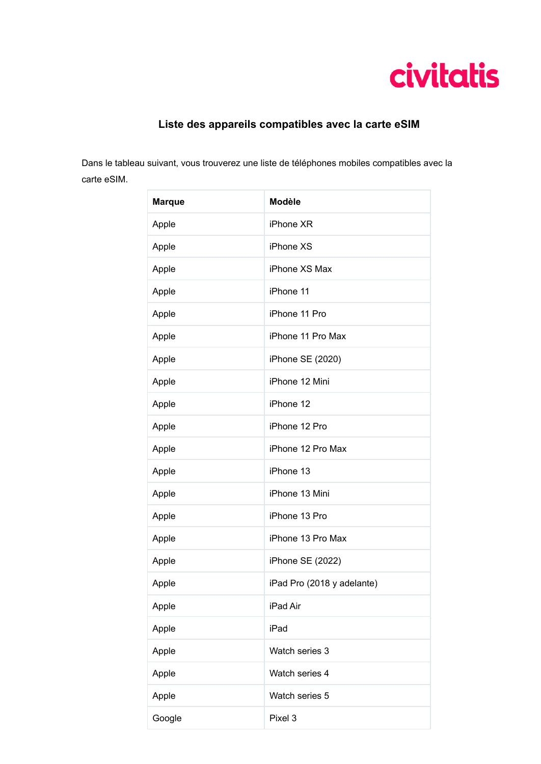civitatis

## Liste des appareils compatibles avec la carte eSIM

Dans le tableau suivant, vous trouverez une liste de téléphones mobiles compatibles avec la carte eSIM.

| Marque | Modèle |
|---|---|
| Apple | iPhone XR |
| Apple | iPhone XS |
| Apple | iPhone XS Max |
| Apple | iPhone 11 |
| Apple | iPhone 11 Pro |
| Apple | iPhone 11 Pro Max |
| Apple | iPhone SE (2020) |
| Apple | iPhone 12 Mini |
| Apple | iPhone 12 |
| Apple | iPhone 12 Pro |
| Apple | iPhone 12 Pro Max |
| Apple | iPhone 13 |
| Apple | iPhone 13 Mini |
| Apple | iPhone 13 Pro |
| Apple | iPhone 13 Pro Max |
| Apple | iPhone SE (2022) |
| Apple | iPad Pro (2018 y adelante) |
| Apple | iPad Air |
| Apple | iPad |
| Apple | Watch series 3 |
| Apple | Watch series 4 |
| Apple | Watch series 5 |
| Google | Pixel 3 |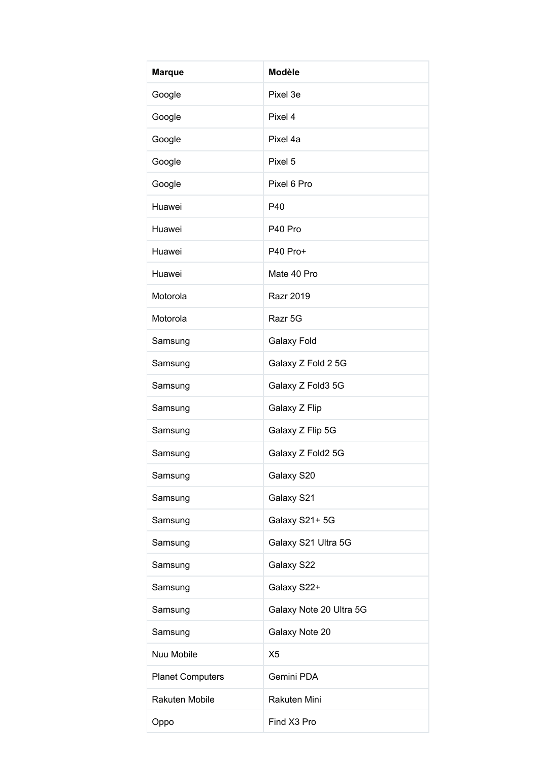| Marque | Modèle |
| --- | --- |
| Google | Pixel 3e |
| Google | Pixel 4 |
| Google | Pixel 4a |
| Google | Pixel 5 |
| Google | Pixel 6 Pro |
| Huawei | P40 |
| Huawei | P40 Pro |
| Huawei | P40 Pro+ |
| Huawei | Mate 40 Pro |
| Motorola | Razr 2019 |
| Motorola | Razr 5G |
| Samsung | Galaxy Fold |
| Samsung | Galaxy Z Fold 2 5G |
| Samsung | Galaxy Z Fold3 5G |
| Samsung | Galaxy Z Flip |
| Samsung | Galaxy Z Flip 5G |
| Samsung | Galaxy Z Fold2 5G |
| Samsung | Galaxy S20 |
| Samsung | Galaxy S21 |
| Samsung | Galaxy S21+ 5G |
| Samsung | Galaxy S21 Ultra 5G |
| Samsung | Galaxy S22 |
| Samsung | Galaxy S22+ |
| Samsung | Galaxy Note 20 Ultra 5G |
| Samsung | Galaxy Note 20 |
| Nuu Mobile | X5 |
| Planet Computers | Gemini PDA |
| Rakuten Mobile | Rakuten Mini |
| Oppo | Find X3 Pro |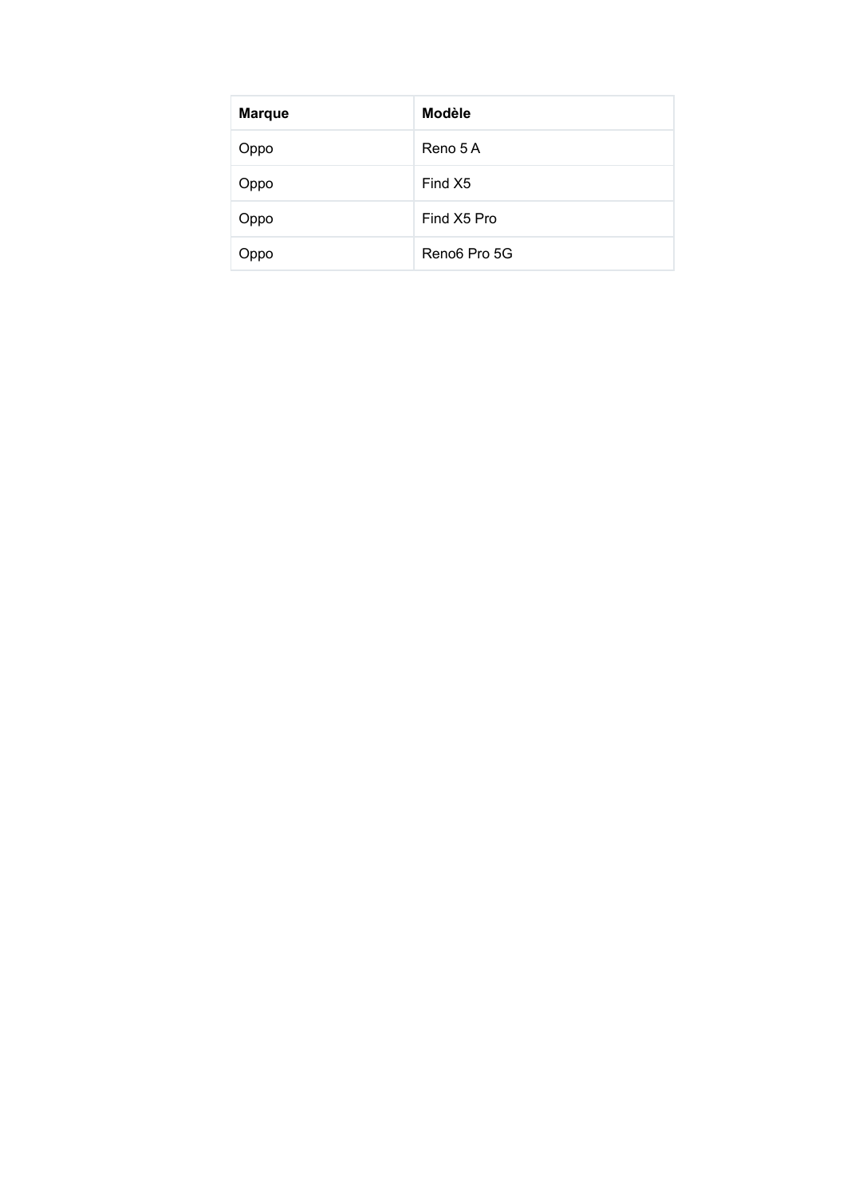| Marque | Modèle |
| --- | --- |
| Oppo | Reno 5 A |
| Oppo | Find X5 |
| Oppo | Find X5 Pro |
| Oppo | Reno6 Pro 5G |